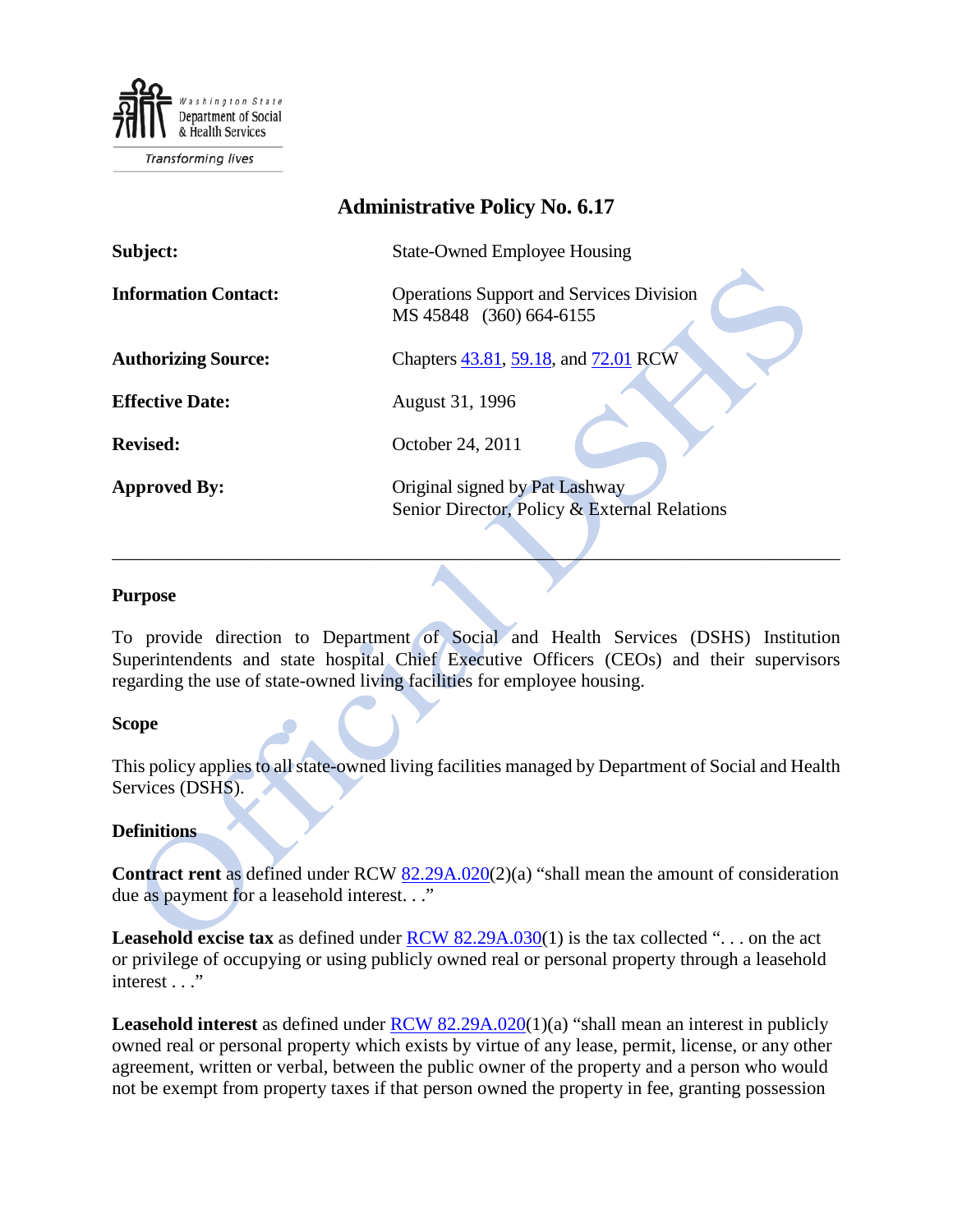Washington State Department of Social & Health Services

Transforming lives

# Administrative Policy No. 6.17

| | |
|---|---|
| **Subject:** | State-Owned Employee Housing |
| **Information Contact:** | Operations Support and Services Division<br>MS 45848 (360) 664-6155 |
| **Authorizing Source:** | Chapters 43.81, 59.18, and 72.01 RCW |
| **Effective Date:** | August 31, 1996 |
| **Revised:** | October 24, 2011 |
| **Approved By:** | Original signed by Pat Lashway<br>Senior Director, Policy & External Relations |

---

## Purpose

To provide direction to Department of Social and Health Services (DSHS) Institution Superintendents and state hospital Chief Executive Officers (CEOs) and their supervisors regarding the use of state-owned living facilities for employee housing.

## Scope

This policy applies to all state-owned living facilities managed by Department of Social and Health Services (DSHS).

## Definitions

**Contract rent** as defined under RCW 82.29A.020(2)(a) "shall mean the amount of consideration due as payment for a leasehold interest. . ."

**Leasehold excise tax** as defined under RCW 82.29A.030(1) is the tax collected ". . . on the act or privilege of occupying or using publicly owned real or personal property through a leasehold interest . . ."

**Leasehold interest** as defined under RCW 82.29A.020(1)(a) "shall mean an interest in publicly owned real or personal property which exists by virtue of any lease, permit, license, or any other agreement, written or verbal, between the public owner of the property and a person who would not be exempt from property taxes if that person owned the property in fee, granting possession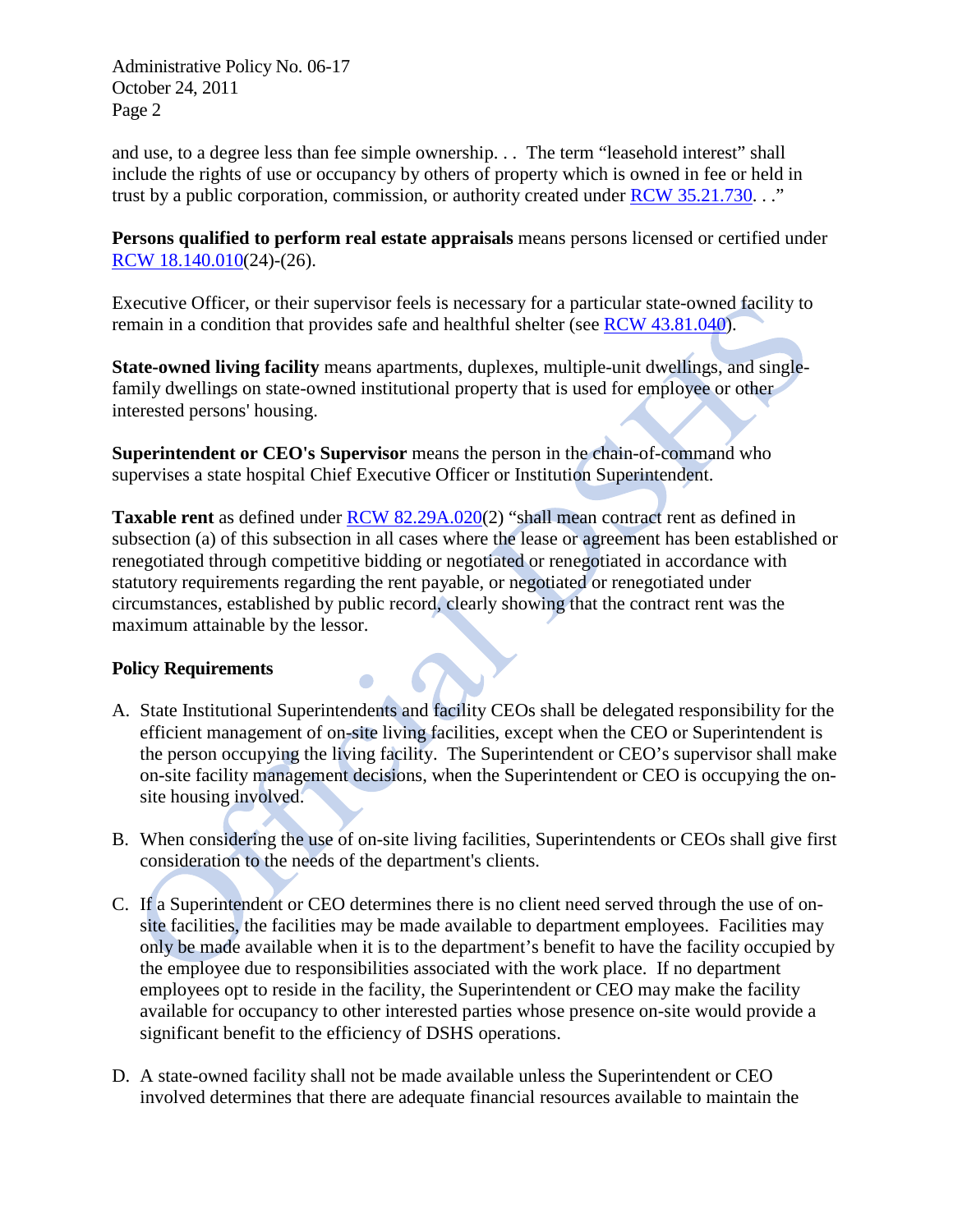and use, to a degree less than fee simple ownership. . . The term "leasehold interest" shall include the rights of use or occupancy by others of property which is owned in fee or held in trust by a public corporation, commission, or authority created under RCW 35.21.730. . ."

**Persons qualified to perform real estate appraisals** means persons licensed or certified under RCW 18.140.010(24)-(26).

Executive Officer, or their supervisor feels is necessary for a particular state-owned facility to remain in a condition that provides safe and healthful shelter (see RCW 43.81.040).

**State-owned living facility** means apartments, duplexes, multiple-unit dwellings, and single-family dwellings on state-owned institutional property that is used for employee or other interested persons' housing.

**Superintendent or CEO's Supervisor** means the person in the chain-of-command who supervises a state hospital Chief Executive Officer or Institution Superintendent.

**Taxable rent** as defined under RCW 82.29A.020(2) "shall mean contract rent as defined in subsection (a) of this subsection in all cases where the lease or agreement has been established or renegotiated through competitive bidding or negotiated or renegotiated in accordance with statutory requirements regarding the rent payable, or negotiated or renegotiated under circumstances, established by public record, clearly showing that the contract rent was the maximum attainable by the lessor.

**Policy Requirements**

A. State Institutional Superintendents and facility CEOs shall be delegated responsibility for the efficient management of on-site living facilities, except when the CEO or Superintendent is the person occupying the living facility. The Superintendent or CEO's supervisor shall make on-site facility management decisions, when the Superintendent or CEO is occupying the on-site housing involved.

B. When considering the use of on-site living facilities, Superintendents or CEOs shall give first consideration to the needs of the department's clients.

C. If a Superintendent or CEO determines there is no client need served through the use of on-site facilities, the facilities may be made available to department employees. Facilities may only be made available when it is to the department's benefit to have the facility occupied by the employee due to responsibilities associated with the work place. If no department employees opt to reside in the facility, the Superintendent or CEO may make the facility available for occupancy to other interested parties whose presence on-site would provide a significant benefit to the efficiency of DSHS operations.

D. A state-owned facility shall not be made available unless the Superintendent or CEO involved determines that there are adequate financial resources available to maintain the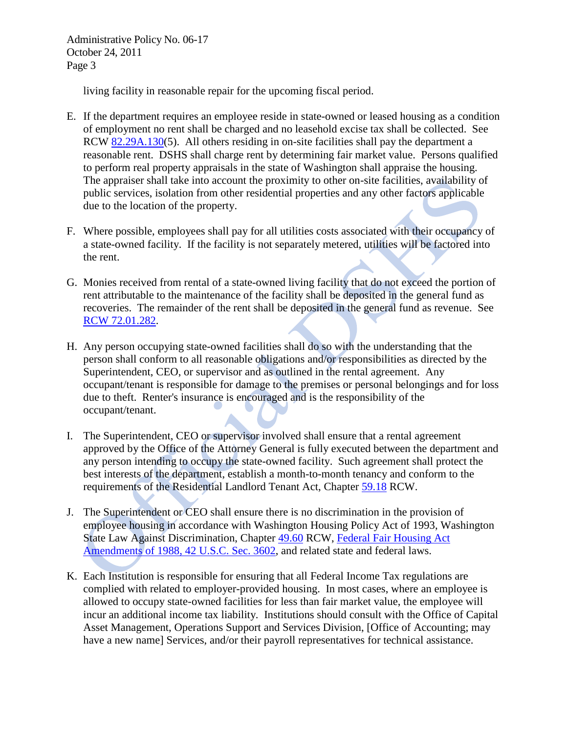living facility in reasonable repair for the upcoming fiscal period.

E. If the department requires an employee reside in state-owned or leased housing as a condition of employment no rent shall be charged and no leasehold excise tax shall be collected. See RCW 82.29A.130(5). All others residing in on-site facilities shall pay the department a reasonable rent. DSHS shall charge rent by determining fair market value. Persons qualified to perform real property appraisals in the state of Washington shall appraise the housing. The appraiser shall take into account the proximity to other on-site facilities, availability of public services, isolation from other residential properties and any other factors applicable due to the location of the property.

F. Where possible, employees shall pay for all utilities costs associated with their occupancy of a state-owned facility. If the facility is not separately metered, utilities will be factored into the rent.

G. Monies received from rental of a state-owned living facility that do not exceed the portion of rent attributable to the maintenance of the facility shall be deposited in the general fund as recoveries. The remainder of the rent shall be deposited in the general fund as revenue. See RCW 72.01.282.

H. Any person occupying state-owned facilities shall do so with the understanding that the person shall conform to all reasonable obligations and/or responsibilities as directed by the Superintendent, CEO, or supervisor and as outlined in the rental agreement. Any occupant/tenant is responsible for damage to the premises or personal belongings and for loss due to theft. Renter's insurance is encouraged and is the responsibility of the occupant/tenant.

I. The Superintendent, CEO or supervisor involved shall ensure that a rental agreement approved by the Office of the Attorney General is fully executed between the department and any person intending to occupy the state-owned facility. Such agreement shall protect the best interests of the department, establish a month-to-month tenancy and conform to the requirements of the Residential Landlord Tenant Act, Chapter 59.18 RCW.

J. The Superintendent or CEO shall ensure there is no discrimination in the provision of employee housing in accordance with Washington Housing Policy Act of 1993, Washington State Law Against Discrimination, Chapter 49.60 RCW, Federal Fair Housing Act Amendments of 1988, 42 U.S.C. Sec. 3602, and related state and federal laws.

K. Each Institution is responsible for ensuring that all Federal Income Tax regulations are complied with related to employer-provided housing. In most cases, where an employee is allowed to occupy state-owned facilities for less than fair market value, the employee will incur an additional income tax liability. Institutions should consult with the Office of Capital Asset Management, Operations Support and Services Division, [Office of Accounting; may have a new name] Services, and/or their payroll representatives for technical assistance.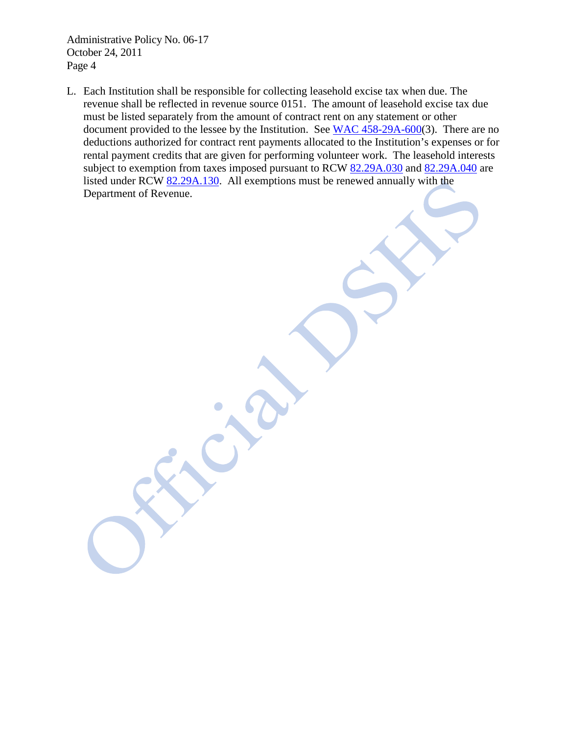L. Each Institution shall be responsible for collecting leasehold excise tax when due. The revenue shall be reflected in revenue source 0151. The amount of leasehold excise tax due must be listed separately from the amount of contract rent on any statement or other document provided to the lessee by the Institution. See WAC 458-29A-600(3). There are no deductions authorized for contract rent payments allocated to the Institution's expenses or for rental payment credits that are given for performing volunteer work. The leasehold interests subject to exemption from taxes imposed pursuant to RCW 82.29A.030 and 82.29A.040 are listed under RCW 82.29A.130. All exemptions must be renewed annually with the Department of Revenue.